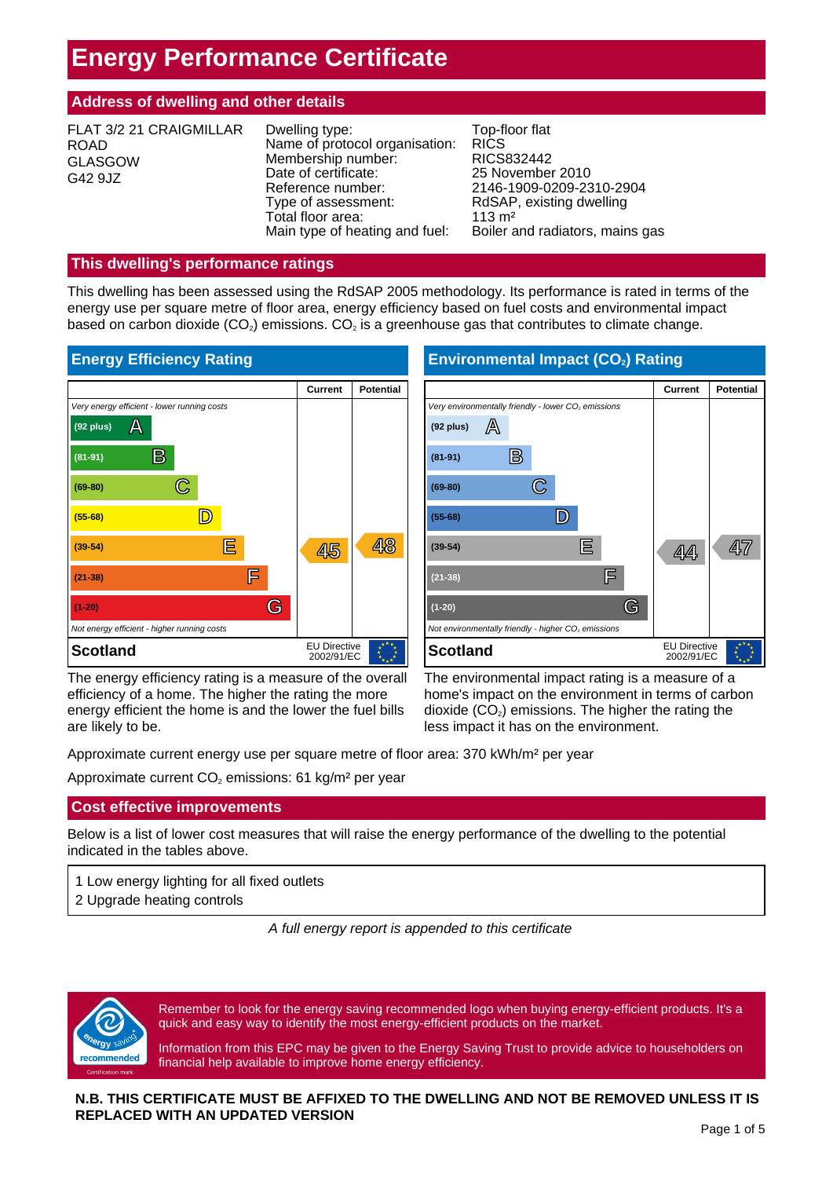# Energy Performance Certificate

## Address of dwelling and other details

FLAT 3/2 21 CRAIGMILLAR ROAD
GLASGOW
G42 9JZ

| | |
|---|---|
| Dwelling type: | Top-floor flat |
| Name of protocol organisation: | RICS |
| Membership number: | RICS832442 |
| Date of certificate: | 25 November 2010 |
| Reference number: | 2146-1909-0209-2310-2904 |
| Type of assessment: | RdSAP, existing dwelling |
| Total floor area: | 113 m² |
| Main type of heating and fuel: | Boiler and radiators, mains gas |

## This dwelling's performance ratings

This dwelling has been assessed using the RdSAP 2005 methodology. Its performance is rated in terms of the energy use per square metre of floor area, energy efficiency based on fuel costs and environmental impact based on carbon dioxide ($CO_2$) emissions. $CO_2$ is a greenhouse gas that contributes to climate change.

### Energy Efficiency Rating

| | Current | Potential |
|---|---|---|
| *Very energy efficient - lower running costs* | | |
| (92 plus) A | | |
| (81-91) B | | |
| (69-80) C | | |
| (55-68) D | | |
| (39-54) E | 45 | 48 |
| (21-38) F | | |
| (1-20) G | | |
| *Not energy efficient - higher running costs* | | |
| **Scotland** | EU Directive 2002/91/EC | |

The energy efficiency rating is a measure of the overall efficiency of a home. The higher the rating the more energy efficient the home is and the lower the fuel bills are likely to be.

### Environmental Impact ($CO_2$) Rating

| | Current | Potential |
|---|---|---|
| *Very environmentally friendly - lower $CO_2$ emissions* | | |
| (92 plus) A | | |
| (81-91) B | | |
| (69-80) C | | |
| (55-68) D | | |
| (39-54) E | 44 | 47 |
| (21-38) F | | |
| (1-20) G | | |
| *Not environmentally friendly - higher $CO_2$ emissions* | | |
| **Scotland** | EU Directive 2002/91/EC | |

The environmental impact rating is a measure of a home's impact on the environment in terms of carbon dioxide ($CO_2$) emissions. The higher the rating the less impact it has on the environment.

Approximate current energy use per square metre of floor area: 370 kWh/m² per year

Approximate current $CO_2$ emissions: 61 kg/m² per year

## Cost effective improvements

Below is a list of lower cost measures that will raise the energy performance of the dwelling to the potential indicated in the tables above.

1 Low energy lighting for all fixed outlets
2 Upgrade heating controls

*A full energy report is appended to this certificate*

Remember to look for the energy saving recommended logo when buying energy-efficient products. It's a quick and easy way to identify the most energy-efficient products on the market.

Information from this EPC may be given to the Energy Saving Trust to provide advice to householders on financial help available to improve home energy efficiency.

**N.B. THIS CERTIFICATE MUST BE AFFIXED TO THE DWELLING AND NOT BE REMOVED UNLESS IT IS REPLACED WITH AN UPDATED VERSION**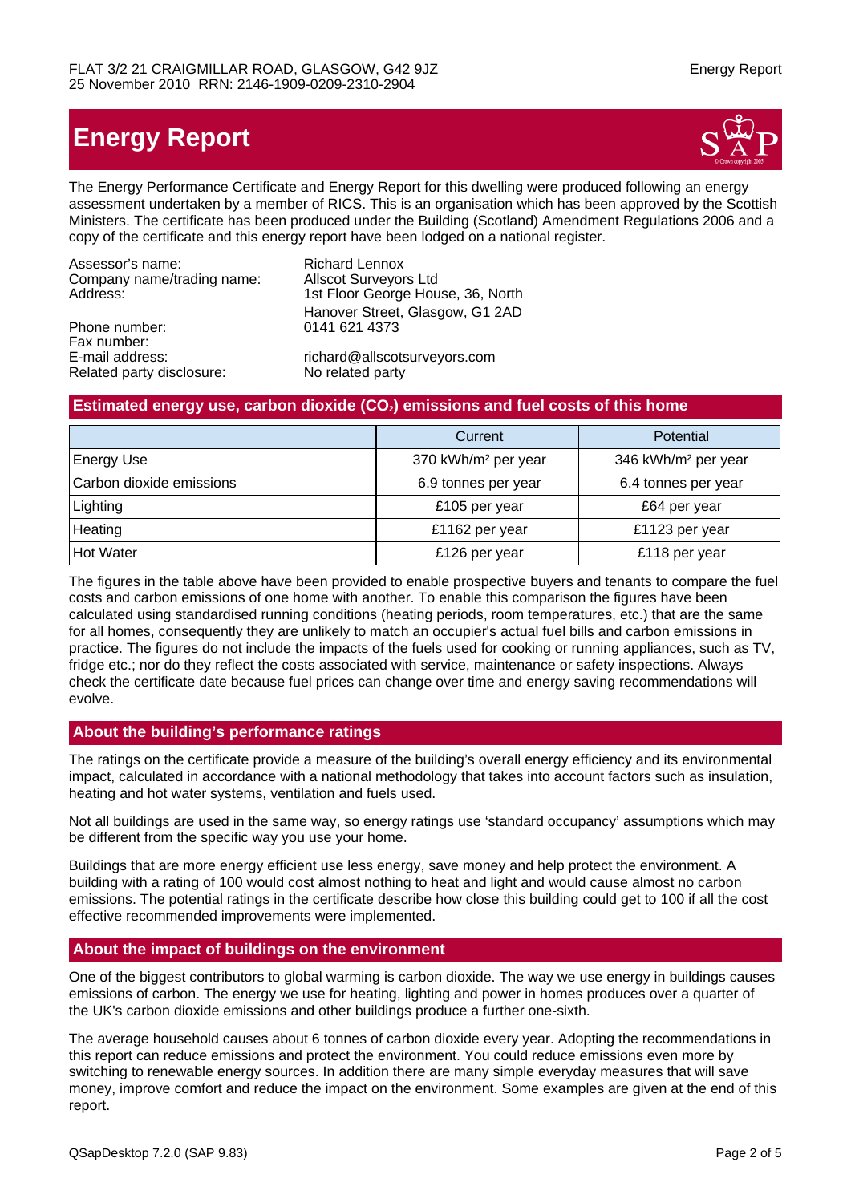# Energy Report

The Energy Performance Certificate and Energy Report for this dwelling were produced following an energy assessment undertaken by a member of RICS. This is an organisation which has been approved by the Scottish Ministers. The certificate has been produced under the Building (Scotland) Amendment Regulations 2006 and a copy of the certificate and this energy report have been lodged on a national register.

| | |
|---|---|
| Assessor's name: | Richard Lennox |
| Company name/trading name: | Allscot Surveyors Ltd |
| Address: | 1st Floor George House, 36, North Hanover Street, Glasgow, G1 2AD |
| Phone number: | 0141 621 4373 |
| Fax number: | |
| E-mail address: | richard@allscotsurveyors.com |
| Related party disclosure: | No related party |

## Estimated energy use, carbon dioxide ($CO_2$) emissions and fuel costs of this home

| | Current | Potential |
|---|---|---|
| Energy Use | 370 kWh/m² per year | 346 kWh/m² per year |
| Carbon dioxide emissions | 6.9 tonnes per year | 6.4 tonnes per year |
| Lighting | £105 per year | £64 per year |
| Heating | £1162 per year | £1123 per year |
| Hot Water | £126 per year | £118 per year |

The figures in the table above have been provided to enable prospective buyers and tenants to compare the fuel costs and carbon emissions of one home with another. To enable this comparison the figures have been calculated using standardised running conditions (heating periods, room temperatures, etc.) that are the same for all homes, consequently they are unlikely to match an occupier's actual fuel bills and carbon emissions in practice. The figures do not include the impacts of the fuels used for cooking or running appliances, such as TV, fridge etc.; nor do they reflect the costs associated with service, maintenance or safety inspections. Always check the certificate date because fuel prices can change over time and energy saving recommendations will evolve.

## About the building's performance ratings

The ratings on the certificate provide a measure of the building's overall energy efficiency and its environmental impact, calculated in accordance with a national methodology that takes into account factors such as insulation, heating and hot water systems, ventilation and fuels used.

Not all buildings are used in the same way, so energy ratings use 'standard occupancy' assumptions which may be different from the specific way you use your home.

Buildings that are more energy efficient use less energy, save money and help protect the environment. A building with a rating of 100 would cost almost nothing to heat and light and would cause almost no carbon emissions. The potential ratings in the certificate describe how close this building could get to 100 if all the cost effective recommended improvements were implemented.

## About the impact of buildings on the environment

One of the biggest contributors to global warming is carbon dioxide. The way we use energy in buildings causes emissions of carbon. The energy we use for heating, lighting and power in homes produces over a quarter of the UK's carbon dioxide emissions and other buildings produce a further one-sixth.

The average household causes about 6 tonnes of carbon dioxide every year. Adopting the recommendations in this report can reduce emissions and protect the environment. You could reduce emissions even more by switching to renewable energy sources. In addition there are many simple everyday measures that will save money, improve comfort and reduce the impact on the environment. Some examples are given at the end of this report.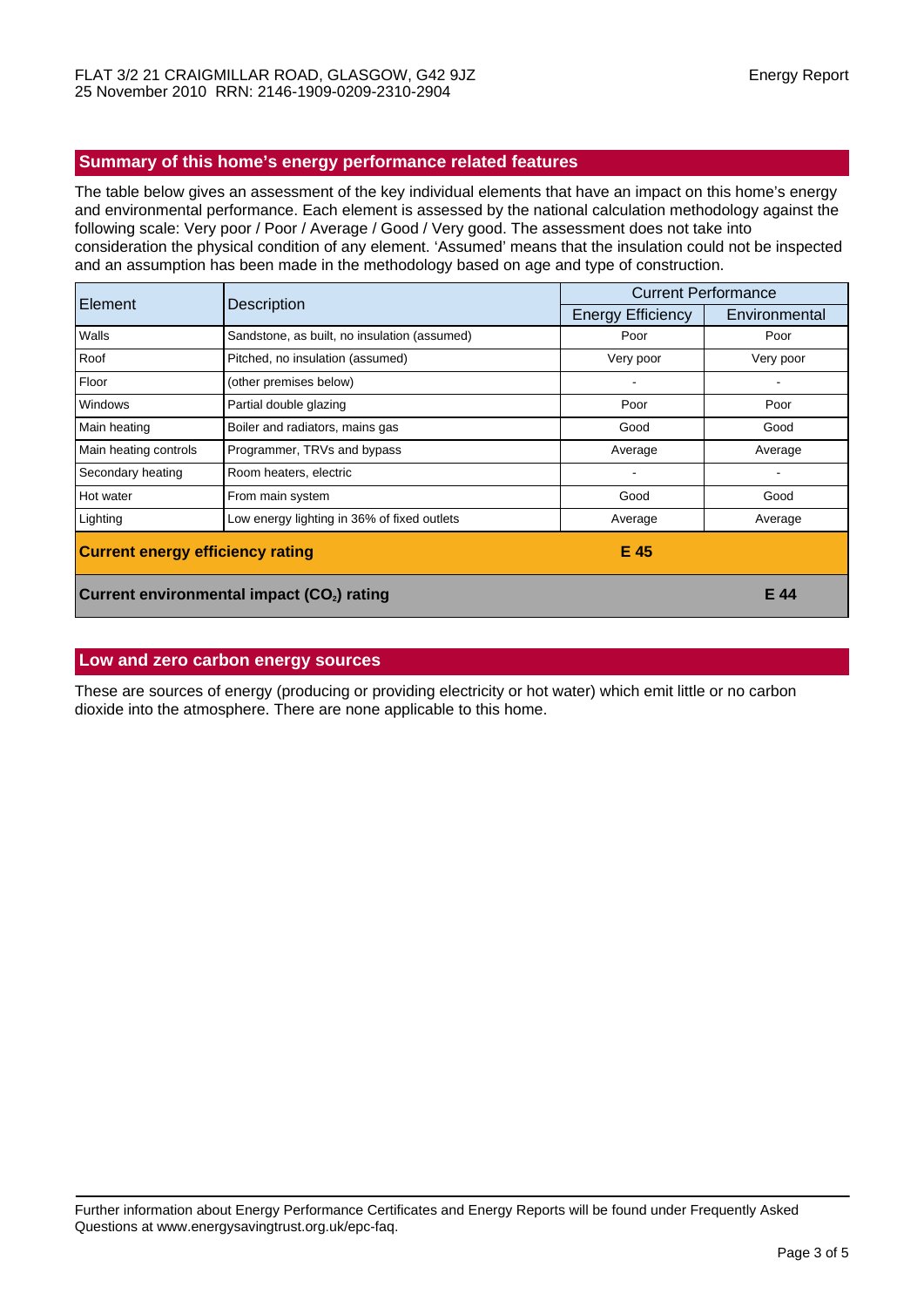FLAT 3/2 21 CRAIGMILLAR ROAD, GLASGOW, G42 9JZ
25 November 2010 RRN: 2146-1909-0209-2310-2904

## Summary of this home's energy performance related features

The table below gives an assessment of the key individual elements that have an impact on this home's energy and environmental performance. Each element is assessed by the national calculation methodology against the following scale: Very poor / Poor / Average / Good / Very good. The assessment does not take into consideration the physical condition of any element. 'Assumed' means that the insulation could not be inspected and an assumption has been made in the methodology based on age and type of construction.

| Element | Description | Current Performance | |
|---|---|---|---|
| | | Energy Efficiency | Environmental |
| Walls | Sandstone, as built, no insulation (assumed) | Poor | Poor |
| Roof | Pitched, no insulation (assumed) | Very poor | Very poor |
| Floor | (other premises below) | - | - |
| Windows | Partial double glazing | Poor | Poor |
| Main heating | Boiler and radiators, mains gas | Good | Good |
| Main heating controls | Programmer, TRVs and bypass | Average | Average |
| Secondary heating | Room heaters, electric | - | - |
| Hot water | From main system | Good | Good |
| Lighting | Low energy lighting in 36% of fixed outlets | Average | Average |
| **Current energy efficiency rating** | | **E 45** | |
| **Current environmental impact ($CO_2$) rating** | | | **E 44** |

## Low and zero carbon energy sources

These are sources of energy (producing or providing electricity or hot water) which emit little or no carbon dioxide into the atmosphere. There are none applicable to this home.

Further information about Energy Performance Certificates and Energy Reports will be found under Frequently Asked Questions at www.energysavingtrust.org.uk/epc-faq.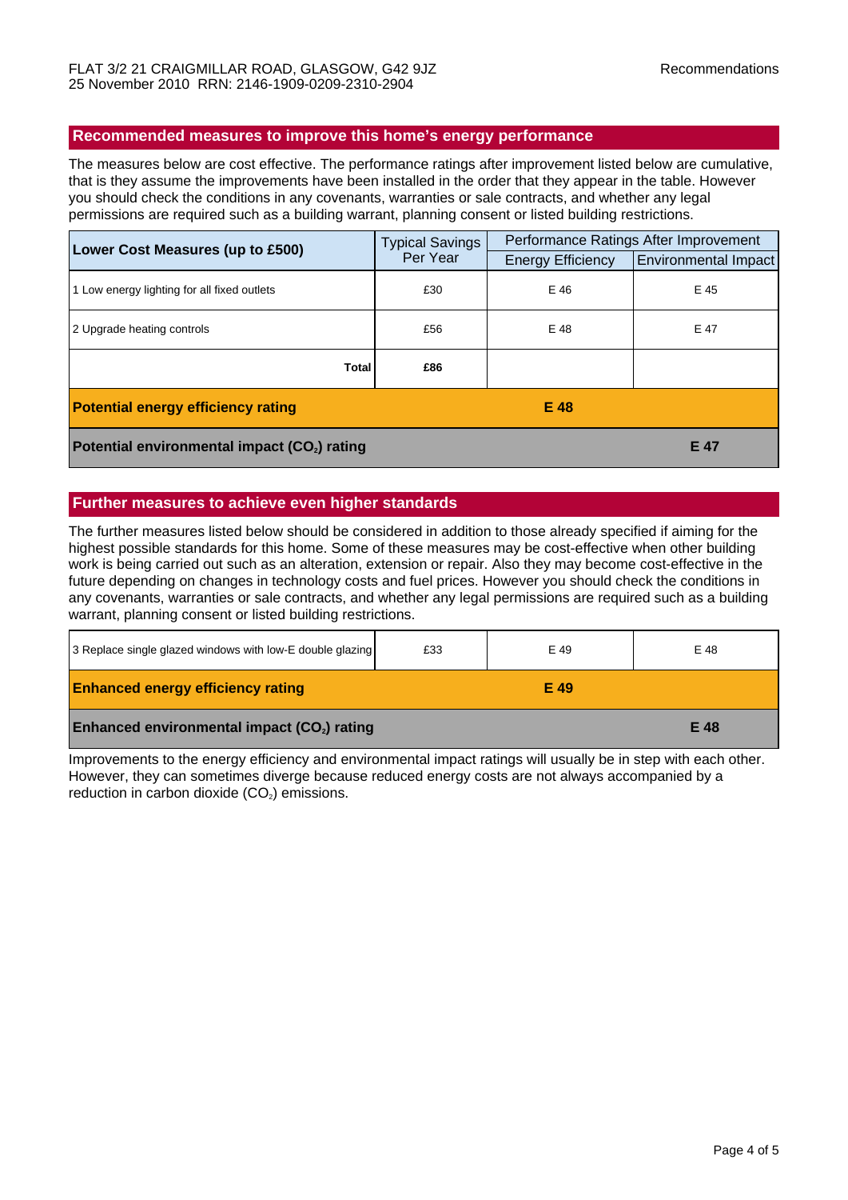FLAT 3/2 21 CRAIGMILLAR ROAD, GLASGOW, G42 9JZ
25 November 2010 RRN: 2146-1909-0209-2310-2904

Recommendations

## Recommended measures to improve this home's energy performance

The measures below are cost effective. The performance ratings after improvement listed below are cumulative, that is they assume the improvements have been installed in the order that they appear in the table. However you should check the conditions in any covenants, warranties or sale contracts, and whether any legal permissions are required such as a building warrant, planning consent or listed building restrictions.

| **Lower Cost Measures (up to £500)** | Typical Savings Per Year | Performance Ratings After Improvement | |
|---|---|---|---|
| | | Energy Efficiency | Environmental Impact |
| 1 Low energy lighting for all fixed outlets | £30 | E 46 | E 45 |
| 2 Upgrade heating controls | £56 | E 48 | E 47 |
| **Total** | **£86** | | |
| **Potential energy efficiency rating** | | **E 48** | |
| **Potential environmental impact ($CO_2$) rating** | | | **E 47** |

## Further measures to achieve even higher standards

The further measures listed below should be considered in addition to those already specified if aiming for the highest possible standards for this home. Some of these measures may be cost-effective when other building work is being carried out such as an alteration, extension or repair. Also they may become cost-effective in the future depending on changes in technology costs and fuel prices. However you should check the conditions in any covenants, warranties or sale contracts, and whether any legal permissions are required such as a building warrant, planning consent or listed building restrictions.

| Measure | Typical Savings Per Year | Energy Efficiency | Environmental Impact |
|---|---|---|---|
| 3 Replace single glazed windows with low-E double glazing | £33 | E 49 | E 48 |
| **Enhanced energy efficiency rating** | | **E 49** | |
| **Enhanced environmental impact ($CO_2$) rating** | | | **E 48** |

Improvements to the energy efficiency and environmental impact ratings will usually be in step with each other. However, they can sometimes diverge because reduced energy costs are not always accompanied by a reduction in carbon dioxide ($CO_2$) emissions.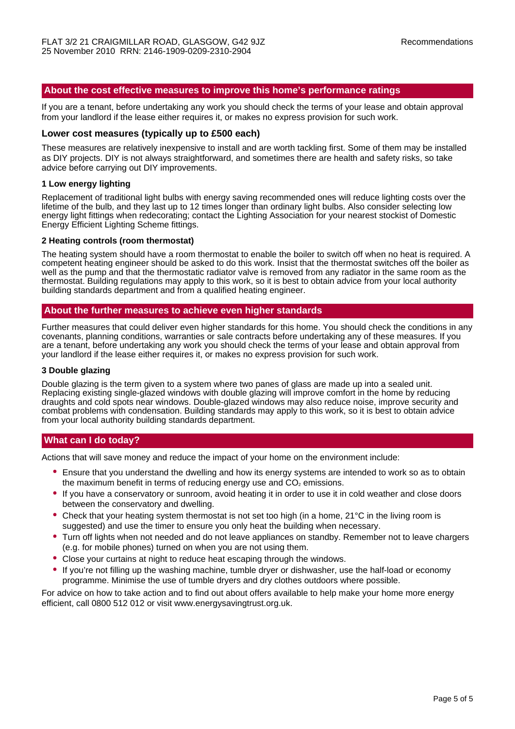## About the cost effective measures to improve this home's performance ratings

If you are a tenant, before undertaking any work you should check the terms of your lease and obtain approval from your landlord if the lease either requires it, or makes no express provision for such work.

### Lower cost measures (typically up to £500 each)

These measures are relatively inexpensive to install and are worth tackling first. Some of them may be installed as DIY projects. DIY is not always straightforward, and sometimes there are health and safety risks, so take advice before carrying out DIY improvements.

#### 1 Low energy lighting

Replacement of traditional light bulbs with energy saving recommended ones will reduce lighting costs over the lifetime of the bulb, and they last up to 12 times longer than ordinary light bulbs. Also consider selecting low energy light fittings when redecorating; contact the Lighting Association for your nearest stockist of Domestic Energy Efficient Lighting Scheme fittings.

#### 2 Heating controls (room thermostat)

The heating system should have a room thermostat to enable the boiler to switch off when no heat is required. A competent heating engineer should be asked to do this work. Insist that the thermostat switches off the boiler as well as the pump and that the thermostatic radiator valve is removed from any radiator in the same room as the thermostat. Building regulations may apply to this work, so it is best to obtain advice from your local authority building standards department and from a qualified heating engineer.

## About the further measures to achieve even higher standards

Further measures that could deliver even higher standards for this home. You should check the conditions in any covenants, planning conditions, warranties or sale contracts before undertaking any of these measures. If you are a tenant, before undertaking any work you should check the terms of your lease and obtain approval from your landlord if the lease either requires it, or makes no express provision for such work.

#### 3 Double glazing

Double glazing is the term given to a system where two panes of glass are made up into a sealed unit. Replacing existing single-glazed windows with double glazing will improve comfort in the home by reducing draughts and cold spots near windows. Double-glazed windows may also reduce noise, improve security and combat problems with condensation. Building standards may apply to this work, so it is best to obtain advice from your local authority building standards department.

## What can I do today?

Actions that will save money and reduce the impact of your home on the environment include:

- Ensure that you understand the dwelling and how its energy systems are intended to work so as to obtain the maximum benefit in terms of reducing energy use and $CO_2$ emissions.
- If you have a conservatory or sunroom, avoid heating it in order to use it in cold weather and close doors between the conservatory and dwelling.
- Check that your heating system thermostat is not set too high (in a home, 21°C in the living room is suggested) and use the timer to ensure you only heat the building when necessary.
- Turn off lights when not needed and do not leave appliances on standby. Remember not to leave chargers (e.g. for mobile phones) turned on when you are not using them.
- Close your curtains at night to reduce heat escaping through the windows.
- If you're not filling up the washing machine, tumble dryer or dishwasher, use the half-load or economy programme. Minimise the use of tumble dryers and dry clothes outdoors where possible.

For advice on how to take action and to find out about offers available to help make your home more energy efficient, call 0800 512 012 or visit www.energysavingtrust.org.uk.